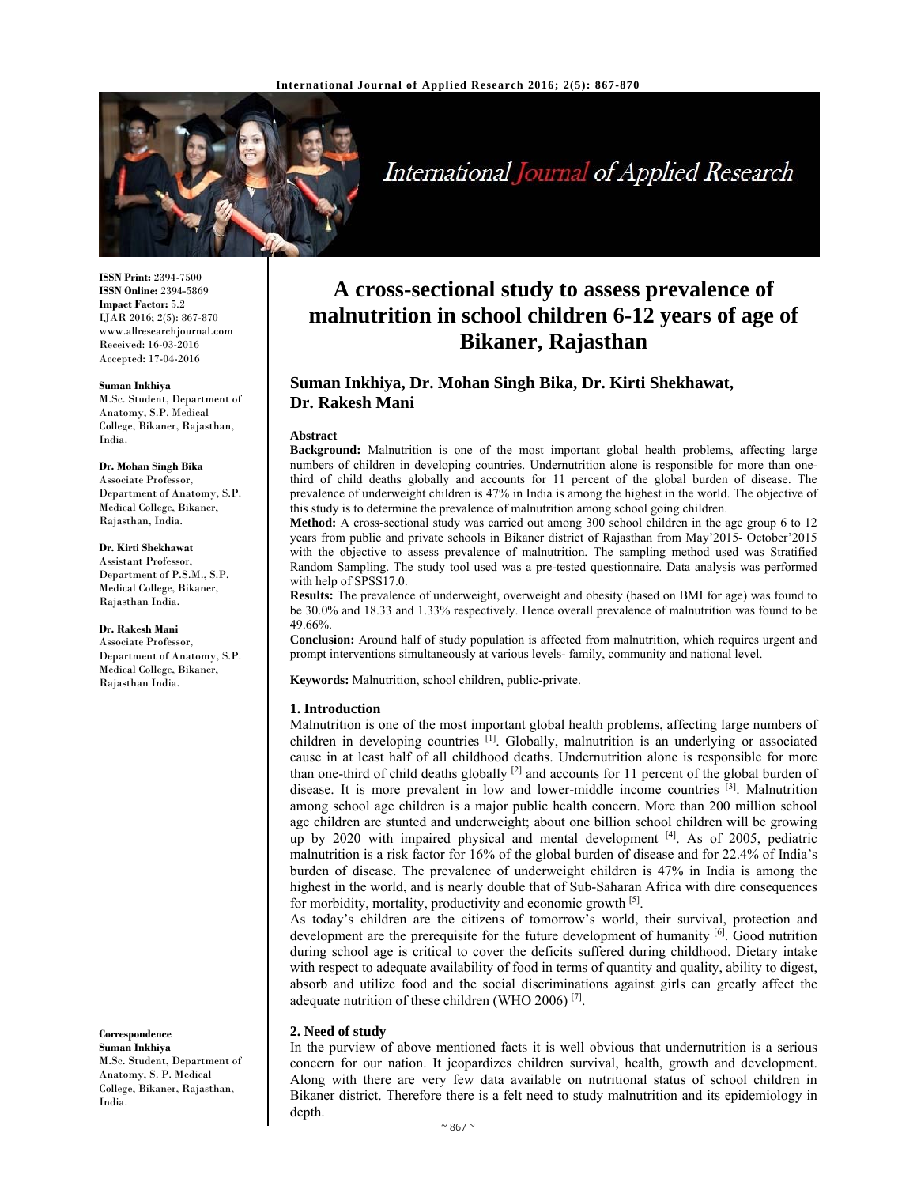# A cross-sectional study to assess prevalence of malnutrition in school children 6-12 years of age of Bikaner, Rajasthan

**Suman Inkhiya, Dr. Mohan Singh Bika, Dr. Kirti Shekhawat, Dr. Rakesh Mani**

**ISSN Print:** 2394-7500
**ISSN Online:** 2394-5869
**Impact Factor:** 5.2
IJAR 2016; 2(5): 867-870
www.allresearchjournal.com
Received: 16-03-2016
Accepted: 17-04-2016

**Suman Inkhiya**
M.Sc. Student, Department of Anatomy, S.P. Medical College, Bikaner, Rajasthan, India.

**Dr. Mohan Singh Bika**
Associate Professor, Department of Anatomy, S.P. Medical College, Bikaner, Rajasthan, India.

**Dr. Kirti Shekhawat**
Assistant Professor, Department of P.S.M., S.P. Medical College, Bikaner, Rajasthan India.

**Dr. Rakesh Mani**
Associate Professor, Department of Anatomy, S.P. Medical College, Bikaner, Rajasthan India.

**Correspondence**
**Suman Inkhiya**
M.Sc. Student, Department of Anatomy, S. P. Medical College, Bikaner, Rajasthan, India.

## Abstract

**Background:** Malnutrition is one of the most important global health problems, affecting large numbers of children in developing countries. Undernutrition alone is responsible for more than one-third of child deaths globally and accounts for 11 percent of the global burden of disease. The prevalence of underweight children is 47% in India is among the highest in the world. The objective of this study is to determine the prevalence of malnutrition among school going children.

**Method:** A cross-sectional study was carried out among 300 school children in the age group 6 to 12 years from public and private schools in Bikaner district of Rajasthan from May'2015- October'2015 with the objective to assess prevalence of malnutrition. The sampling method used was Stratified Random Sampling. The study tool used was a pre-tested questionnaire. Data analysis was performed with help of SPSS17.0.

**Results:** The prevalence of underweight, overweight and obesity (based on BMI for age) was found to be 30.0% and 18.33 and 1.33% respectively. Hence overall prevalence of malnutrition was found to be 49.66%.

**Conclusion:** Around half of study population is affected from malnutrition, which requires urgent and prompt interventions simultaneously at various levels- family, community and national level.

**Keywords:** Malnutrition, school children, public-private.

## 1. Introduction

Malnutrition is one of the most important global health problems, affecting large numbers of children in developing countries [1]. Globally, malnutrition is an underlying or associated cause in at least half of all childhood deaths. Undernutrition alone is responsible for more than one-third of child deaths globally [2] and accounts for 11 percent of the global burden of disease. It is more prevalent in low and lower-middle income countries [3]. Malnutrition among school age children is a major public health concern. More than 200 million school age children are stunted and underweight; about one billion school children will be growing up by 2020 with impaired physical and mental development [4]. As of 2005, pediatric malnutrition is a risk factor for 16% of the global burden of disease and for 22.4% of India's burden of disease. The prevalence of underweight children is 47% in India is among the highest in the world, and is nearly double that of Sub-Saharan Africa with dire consequences for morbidity, mortality, productivity and economic growth [5].

As today's children are the citizens of tomorrow's world, their survival, protection and development are the prerequisite for the future development of humanity [6]. Good nutrition during school age is critical to cover the deficits suffered during childhood. Dietary intake with respect to adequate availability of food in terms of quantity and quality, ability to digest, absorb and utilize food and the social discriminations against girls can greatly affect the adequate nutrition of these children (WHO 2006) [7].

## 2. Need of study

In the purview of above mentioned facts it is well obvious that undernutrition is a serious concern for our nation. It jeopardizes children survival, health, growth and development. Along with there are very few data available on nutritional status of school children in Bikaner district. Therefore there is a felt need to study malnutrition and its epidemiology in depth.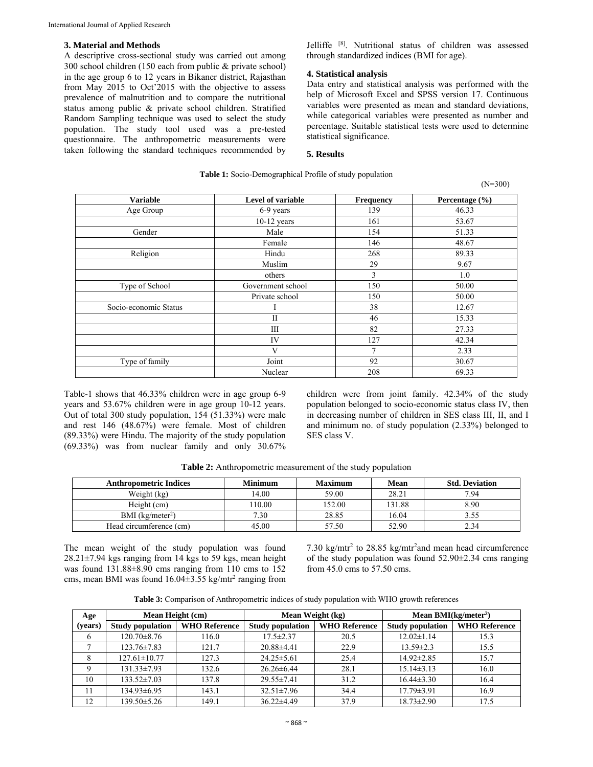### 3. Material and Methods

A descriptive cross-sectional study was carried out among 300 school children (150 each from public & private school) in the age group 6 to 12 years in Bikaner district, Rajasthan from May 2015 to Oct'2015 with the objective to assess prevalence of malnutrition and to compare the nutritional status among public & private school children. Stratified Random Sampling technique was used to select the study population. The study tool used was a pre-tested questionnaire. The anthropometric measurements were taken following the standard techniques recommended by Jelliffe [8]. Nutritional status of children was assessed through standardized indices (BMI for age).

### 4. Statistical analysis

Data entry and statistical analysis was performed with the help of Microsoft Excel and SPSS version 17. Continuous variables were presented as mean and standard deviations, while categorical variables were presented as number and percentage. Suitable statistical tests were used to determine statistical significance.

### 5. Results

**Table 1:** Socio-Demographical Profile of study population

(N=300)

| Variable | Level of variable | Frequency | Percentage (%) |
|---|---|---|---|
| Age Group | 6-9 years | 139 | 46.33 |
| | 10-12 years | 161 | 53.67 |
| Gender | Male | 154 | 51.33 |
| | Female | 146 | 48.67 |
| Religion | Hindu | 268 | 89.33 |
| | Muslim | 29 | 9.67 |
| | others | 3 | 1.0 |
| Type of School | Government school | 150 | 50.00 |
| | Private school | 150 | 50.00 |
| Socio-economic Status | I | 38 | 12.67 |
| | II | 46 | 15.33 |
| | III | 82 | 27.33 |
| | IV | 127 | 42.34 |
| | V | 7 | 2.33 |
| Type of family | Joint | 92 | 30.67 |
| | Nuclear | 208 | 69.33 |

Table-1 shows that 46.33% children were in age group 6-9 years and 53.67% children were in age group 10-12 years. Out of total 300 study population, 154 (51.33%) were male and rest 146 (48.67%) were female. Most of children (89.33%) were Hindu. The majority of the study population (69.33%) was from nuclear family and only 30.67% children were from joint family. 42.34% of the study population belonged to socio-economic status class IV, then in decreasing number of children in SES class III, II, and I and minimum no. of study population (2.33%) belonged to SES class V.

**Table 2:** Anthropometric measurement of the study population

| Anthropometric Indices | Minimum | Maximum | Mean | Std. Deviation |
|---|---|---|---|---|
| Weight (kg) | 14.00 | 59.00 | 28.21 | 7.94 |
| Height (cm) | 110.00 | 152.00 | 131.88 | 8.90 |
| BMI (kg/meter$^2$) | 7.30 | 28.85 | 16.04 | 3.55 |
| Head circumference (cm) | 45.00 | 57.50 | 52.90 | 2.34 |

The mean weight of the study population was found 28.21±7.94 kgs ranging from 14 kgs to 59 kgs, mean height was found 131.88±8.90 cms ranging from 110 cms to 152 cms, mean BMI was found 16.04±3.55 kg/mtr$^2$ ranging from 7.30 kg/mtr$^2$ to 28.85 kg/mtr$^2$and mean head circumference of the study population was found 52.90±2.34 cms ranging from 45.0 cms to 57.50 cms.

**Table 3:** Comparison of Anthropometric indices of study population with WHO growth references

| Age (years) | Mean Height (cm) | | Mean Weight (kg) | | Mean BMI(kg/meter$^2$) | |
|---|---|---|---|---|---|---|
| | Study population | WHO Reference | Study population | WHO Reference | Study population | WHO Reference |
| 6 | 120.70±8.76 | 116.0 | 17.5±2.37 | 20.5 | 12.02±1.14 | 15.3 |
| 7 | 123.76±7.83 | 121.7 | 20.88±4.41 | 22.9 | 13.59±2.3 | 15.5 |
| 8 | 127.61±10.77 | 127.3 | 24.25±5.61 | 25.4 | 14.92±2.85 | 15.7 |
| 9 | 131.33±7.93 | 132.6 | 26.26±6.44 | 28.1 | 15.14±3.13 | 16.0 |
| 10 | 133.52±7.03 | 137.8 | 29.55±7.41 | 31.2 | 16.44±3.30 | 16.4 |
| 11 | 134.93±6.95 | 143.1 | 32.51±7.96 | 34.4 | 17.79±3.91 | 16.9 |
| 12 | 139.50±5.26 | 149.1 | 36.22±4.49 | 37.9 | 18.73±2.90 | 17.5 |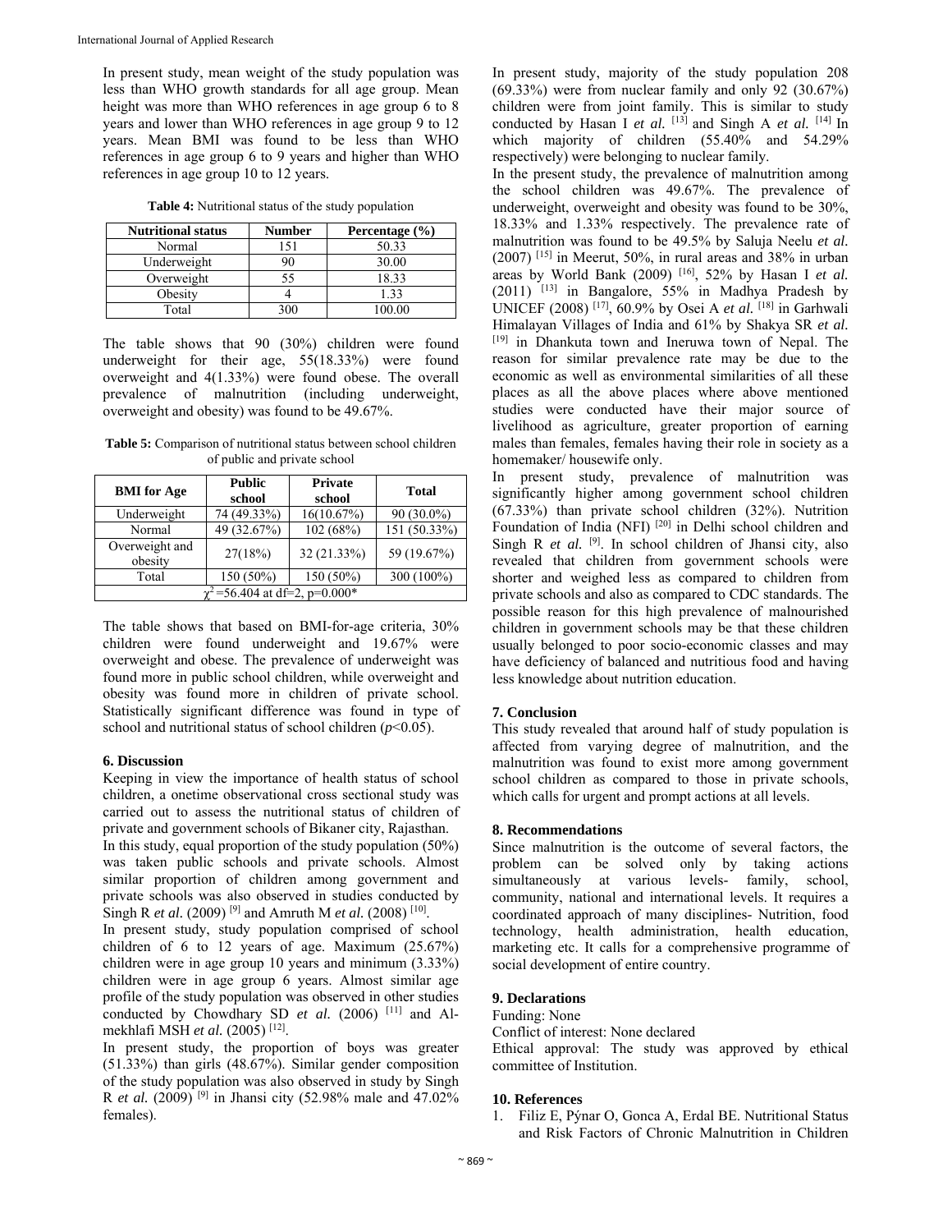In present study, mean weight of the study population was less than WHO growth standards for all age group. Mean height was more than WHO references in age group 6 to 8 years and lower than WHO references in age group 9 to 12 years. Mean BMI was found to be less than WHO references in age group 6 to 9 years and higher than WHO references in age group 10 to 12 years.

**Table 4:** Nutritional status of the study population

| Nutritional status | Number | Percentage (%) |
|---|---|---|
| Normal | 151 | 50.33 |
| Underweight | 90 | 30.00 |
| Overweight | 55 | 18.33 |
| Obesity | 4 | 1.33 |
| Total | 300 | 100.00 |

The table shows that 90 (30%) children were found underweight for their age, 55(18.33%) were found overweight and 4(1.33%) were found obese. The overall prevalence of malnutrition (including underweight, overweight and obesity) was found to be 49.67%.

**Table 5:** Comparison of nutritional status between school children of public and private school

| BMI for Age | Public school | Private school | Total |
|---|---|---|---|
| Underweight | 74 (49.33%) | 16(10.67%) | 90 (30.0%) |
| Normal | 49 (32.67%) | 102 (68%) | 151 (50.33%) |
| Overweight and obesity | 27(18%) | 32 (21.33%) | 59 (19.67%) |
| Total | 150 (50%) | 150 (50%) | 300 (100%) |
| $\chi^2$ =56.404 at df=2, p=0.000* | | | |

The table shows that based on BMI-for-age criteria, 30% children were found underweight and 19.67% were overweight and obese. The prevalence of underweight was found more in public school children, while overweight and obesity was found more in children of private school. Statistically significant difference was found in type of school and nutritional status of school children ($p$<0.05).

## 6. Discussion

Keeping in view the importance of health status of school children, a onetime observational cross sectional study was carried out to assess the nutritional status of children of private and government schools of Bikaner city, Rajasthan.

In this study, equal proportion of the study population (50%) was taken public schools and private schools. Almost similar proportion of children among government and private schools was also observed in studies conducted by Singh R *et al.* (2009) [9] and Amruth M *et al.* (2008) [10].

In present study, study population comprised of school children of 6 to 12 years of age. Maximum (25.67%) children were in age group 10 years and minimum (3.33%) children were in age group 6 years. Almost similar age profile of the study population was observed in other studies conducted by Chowdhary SD *et al.* (2006) [11] and Al-mekhlafi MSH *et al.* (2005) [12].

In present study, the proportion of boys was greater (51.33%) than girls (48.67%). Similar gender composition of the study population was also observed in study by Singh R *et al.* (2009) [9] in Jhansi city (52.98% male and 47.02% females).

In present study, majority of the study population 208 (69.33%) were from nuclear family and only 92 (30.67%) children were from joint family. This is similar to study conducted by Hasan I *et al.* [13] and Singh A *et al.* [14] In which majority of children (55.40% and 54.29% respectively) were belonging to nuclear family.

In the present study, the prevalence of malnutrition among the school children was 49.67%. The prevalence of underweight, overweight and obesity was found to be 30%, 18.33% and 1.33% respectively. The prevalence rate of malnutrition was found to be 49.5% by Saluja Neelu *et al.* (2007) [15] in Meerut, 50%, in rural areas and 38% in urban areas by World Bank (2009) [16], 52% by Hasan I *et al.* (2011) [13] in Bangalore, 55% in Madhya Pradesh by UNICEF (2008) [17], 60.9% by Osei A *et al.* [18] in Garhwali Himalayan Villages of India and 61% by Shakya SR *et al.* [19] in Dhankuta town and Ineruwa town of Nepal. The reason for similar prevalence rate may be due to the economic as well as environmental similarities of all these places as all the above places where above mentioned studies were conducted have their major source of livelihood as agriculture, greater proportion of earning males than females, females having their role in society as a homemaker/ housewife only.

In present study, prevalence of malnutrition was significantly higher among government school children (67.33%) than private school children (32%). Nutrition Foundation of India (NFI) [20] in Delhi school children and Singh R *et al.* [9]. In school children of Jhansi city, also revealed that children from government schools were shorter and weighed less as compared to children from private schools and also as compared to CDC standards. The possible reason for this high prevalence of malnourished children in government schools may be that these children usually belonged to poor socio-economic classes and may have deficiency of balanced and nutritious food and having less knowledge about nutrition education.

## 7. Conclusion

This study revealed that around half of study population is affected from varying degree of malnutrition, and the malnutrition was found to exist more among government school children as compared to those in private schools, which calls for urgent and prompt actions at all levels.

## 8. Recommendations

Since malnutrition is the outcome of several factors, the problem can be solved only by taking actions simultaneously at various levels- family, school, community, national and international levels. It requires a coordinated approach of many disciplines- Nutrition, food technology, health administration, health education, marketing etc. It calls for a comprehensive programme of social development of entire country.

## 9. Declarations

Funding: None

Conflict of interest: None declared

Ethical approval: The study was approved by ethical committee of Institution.

## 10. References

1. Filiz E, Pýnar O, Gonca A, Erdal BE. Nutritional Status and Risk Factors of Chronic Malnutrition in Children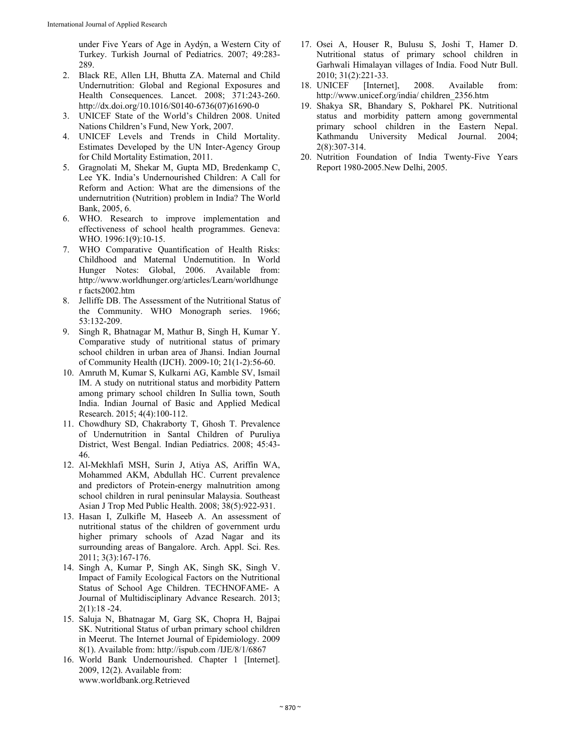under Five Years of Age in Aydýn, a Western City of Turkey. Turkish Journal of Pediatrics. 2007; 49:283-289.

2. Black RE, Allen LH, Bhutta ZA. Maternal and Child Undernutrition: Global and Regional Exposures and Health Consequences. Lancet. 2008; 371:243-260. http://dx.doi.org/10.1016/S0140-6736(07)61690-0
3. UNICEF State of the World's Children 2008. United Nations Children's Fund, New York, 2007.
4. UNICEF Levels and Trends in Child Mortality. Estimates Developed by the UN Inter-Agency Group for Child Mortality Estimation, 2011.
5. Gragnolati M, Shekar M, Gupta MD, Bredenkamp C, Lee YK. India's Undernourished Children: A Call for Reform and Action: What are the dimensions of the undernutrition (Nutrition) problem in India? The World Bank, 2005, 6.
6. WHO. Research to improve implementation and effectiveness of school health programmes. Geneva: WHO. 1996:1(9):10-15.
7. WHO Comparative Quantification of Health Risks: Childhood and Maternal Undernutition. In World Hunger Notes: Global, 2006. Available from: http://www.worldhunger.org/articles/Learn/worldhunger facts2002.htm
8. Jelliffe DB. The Assessment of the Nutritional Status of the Community. WHO Monograph series. 1966; 53:132-209.
9. Singh R, Bhatnagar M, Mathur B, Singh H, Kumar Y. Comparative study of nutritional status of primary school children in urban area of Jhansi. Indian Journal of Community Health (IJCH). 2009-10; 21(1-2):56-60.
10. Amruth M, Kumar S, Kulkarni AG, Kamble SV, Ismail IM. A study on nutritional status and morbidity Pattern among primary school children In Sullia town, South India. Indian Journal of Basic and Applied Medical Research. 2015; 4(4):100-112.
11. Chowdhury SD, Chakraborty T, Ghosh T. Prevalence of Undernutrition in Santal Children of Puruliya District, West Bengal. Indian Pediatrics. 2008; 45:43-46.
12. Al-Mekhlafi MSH, Surin J, Atiya AS, Ariffin WA, Mohammed AKM, Abdullah HC. Current prevalence and predictors of Protein-energy malnutrition among school children in rural peninsular Malaysia. Southeast Asian J Trop Med Public Health. 2008; 38(5):922-931.
13. Hasan I, Zulkifle M, Haseeb A. An assessment of nutritional status of the children of government urdu higher primary schools of Azad Nagar and its surrounding areas of Bangalore. Arch. Appl. Sci. Res. 2011; 3(3):167-176.
14. Singh A, Kumar P, Singh AK, Singh SK, Singh V. Impact of Family Ecological Factors on the Nutritional Status of School Age Children. TECHNOFAME- A Journal of Multidisciplinary Advance Research. 2013; 2(1):18 -24.
15. Saluja N, Bhatnagar M, Garg SK, Chopra H, Bajpai SK. Nutritional Status of urban primary school children in Meerut. The Internet Journal of Epidemiology. 2009 8(1). Available from: http://ispub.com /IJE/8/1/6867
16. World Bank Undernourished. Chapter 1 [Internet]. 2009, 12(2). Available from: www.worldbank.org.Retrieved
17. Osei A, Houser R, Bulusu S, Joshi T, Hamer D. Nutritional status of primary school children in Garhwali Himalayan villages of India. Food Nutr Bull. 2010; 31(2):221-33.
18. UNICEF [Internet], 2008. Available from: http://www.unicef.org/india/ children_2356.htm
19. Shakya SR, Bhandary S, Pokharel PK. Nutritional status and morbidity pattern among governmental primary school children in the Eastern Nepal. Kathmandu University Medical Journal. 2004; 2(8):307-314.
20. Nutrition Foundation of India Twenty-Five Years Report 1980-2005.New Delhi, 2005.